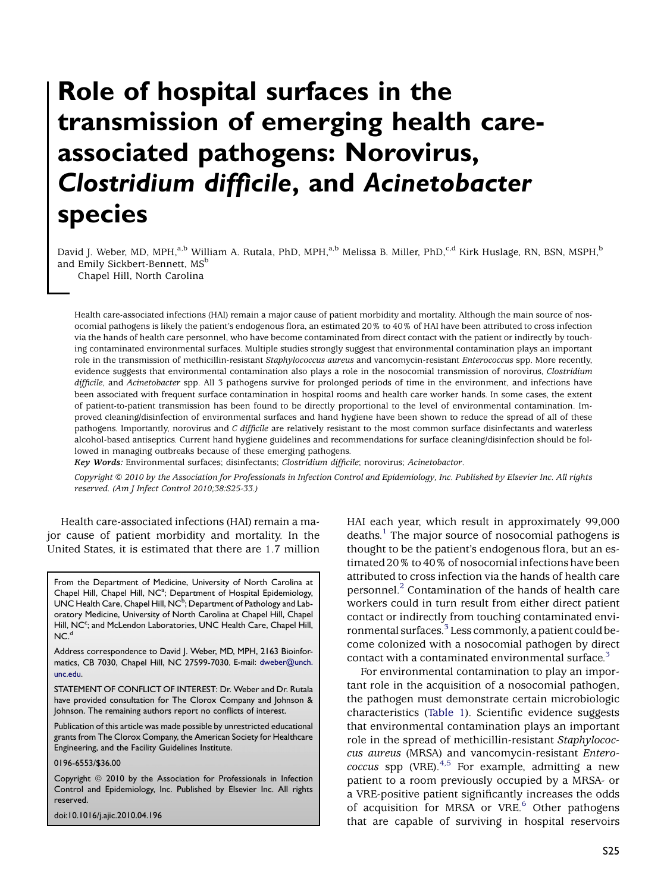# Role of hospital surfaces in the transmission of emerging health care-associated pathogens: Norovirus, *Clostridium difficile*, and *Acinetobacter* species

David J. Weber, MD, MPH,[a,b] William A. Rutala, PhD, MPH,[a,b] Melissa B. Miller, PhD,[c,d] Kirk Huslage, RN, BSN, MSPH,[b] and Emily Sickbert-Bennett, MS[b]
Chapel Hill, North Carolina

Health care-associated infections (HAI) remain a major cause of patient morbidity and mortality. Although the main source of nosocomial pathogens is likely the patient's endogenous flora, an estimated 20% to 40% of HAI have been attributed to cross infection via the hands of health care personnel, who have become contaminated from direct contact with the patient or indirectly by touching contaminated environmental surfaces. Multiple studies strongly suggest that environmental contamination plays an important role in the transmission of methicillin-resistant *Staphylococcus aureus* and vancomycin-resistant *Enterococcus* spp. More recently, evidence suggests that environmental contamination also plays a role in the nosocomial transmission of norovirus, *Clostridium difficile*, and *Acinetobacter* spp. All 3 pathogens survive for prolonged periods of time in the environment, and infections have been associated with frequent surface contamination in hospital rooms and health care worker hands. In some cases, the extent of patient-to-patient transmission has been found to be directly proportional to the level of environmental contamination. Improved cleaning/disinfection of environmental surfaces and hand hygiene have been shown to reduce the spread of all of these pathogens. Importantly, norovirus and *C difficile* are relatively resistant to the most common surface disinfectants and waterless alcohol-based antiseptics. Current hand hygiene guidelines and recommendations for surface cleaning/disinfection should be followed in managing outbreaks because of these emerging pathogens.

***Key Words:*** Environmental surfaces; disinfectants; *Clostridium difficile*; norovirus; *Acinetobactor*.

*Copyright © 2010 by the Association for Professionals in Infection Control and Epidemiology, Inc. Published by Elsevier Inc. All rights reserved. (Am J Infect Control 2010;38:S25-33.)*

Health care-associated infections (HAI) remain a major cause of patient morbidity and mortality. In the United States, it is estimated that there are 1.7 million HAI each year, which result in approximately 99,000 deaths.[1] The major source of nosocomial pathogens is thought to be the patient's endogenous flora, but an estimated 20% to 40% of nosocomial infections have been attributed to cross infection via the hands of health care personnel.[2] Contamination of the hands of health care workers could in turn result from either direct patient contact or indirectly from touching contaminated environmental surfaces.[3] Less commonly, a patient could become colonized with a nosocomial pathogen by direct contact with a contaminated environmental surface.[3]

For environmental contamination to play an important role in the acquisition of a nosocomial pathogen, the pathogen must demonstrate certain microbiologic characteristics (Table 1). Scientific evidence suggests that environmental contamination plays an important role in the spread of methicillin-resistant *Staphylococcus aureus* (MRSA) and vancomycin-resistant *Enterococcus* spp (VRE).[4,5] For example, admitting a new patient to a room previously occupied by a MRSA- or a VRE-positive patient significantly increases the odds of acquisition for MRSA or VRE.[6] Other pathogens that are capable of surviving in hospital reservoirs

From the Department of Medicine, University of North Carolina at Chapel Hill, Chapel Hill, NC[a]; Department of Hospital Epidemiology, UNC Health Care, Chapel Hill, NC[b]; Department of Pathology and Laboratory Medicine, University of North Carolina at Chapel Hill, Chapel Hill, NC[c]; and McLendon Laboratories, UNC Health Care, Chapel Hill, NC.[d]

Address correspondence to David J. Weber, MD, MPH, 2163 Bioinformatics, CB 7030, Chapel Hill, NC 27599-7030. E-mail: dweber@unch.unc.edu.

STATEMENT OF CONFLICT OF INTEREST: Dr. Weber and Dr. Rutala have provided consultation for The Clorox Company and Johnson & Johnson. The remaining authors report no conflicts of interest.

Publication of this article was made possible by unrestricted educational grants from The Clorox Company, the American Society for Healthcare Engineering, and the Facility Guidelines Institute.

0196-6553/$36.00

Copyright © 2010 by the Association for Professionals in Infection Control and Epidemiology, Inc. Published by Elsevier Inc. All rights reserved.

doi:10.1016/j.ajic.2010.04.196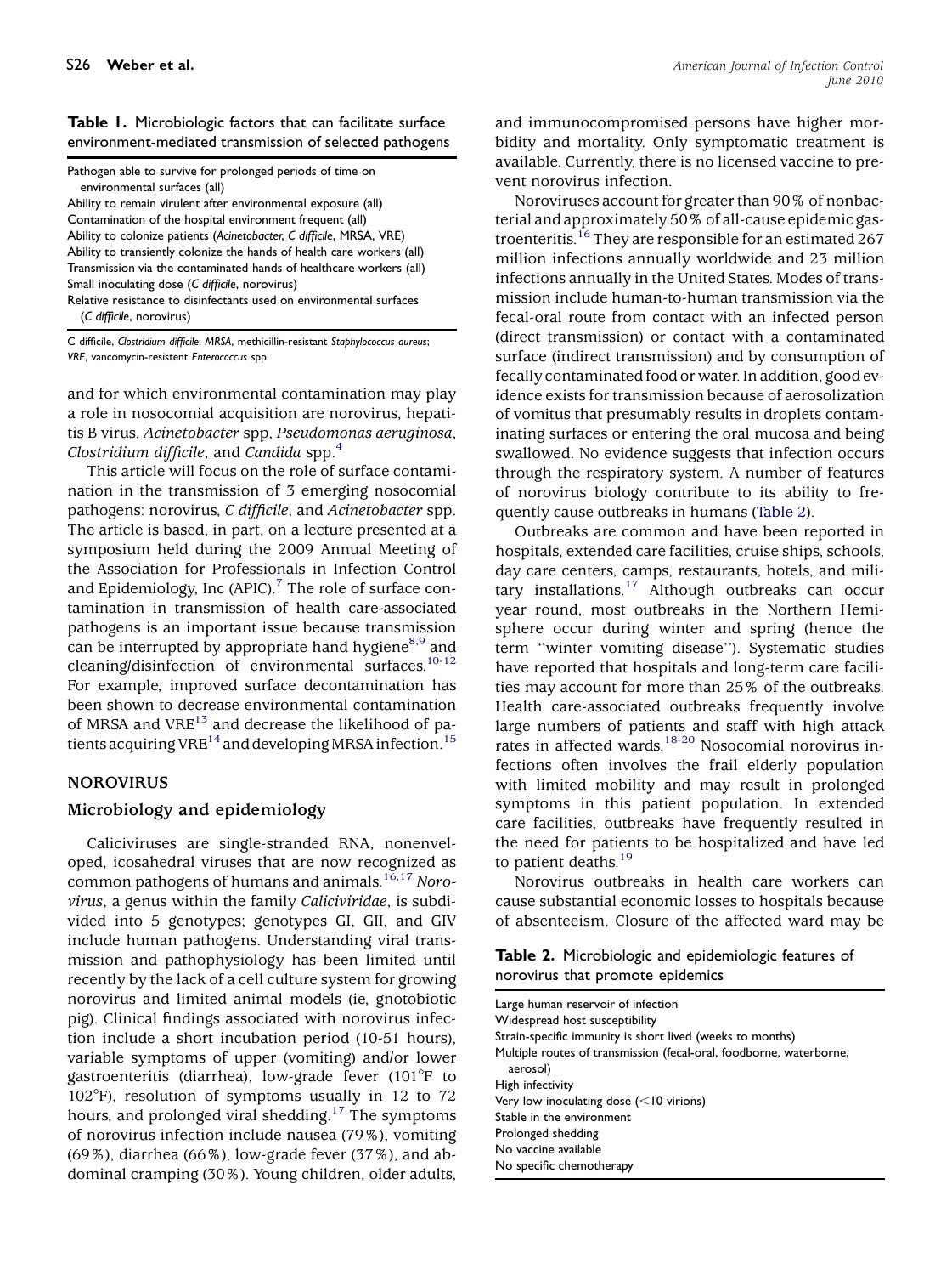**Table 1.** Microbiologic factors that can facilitate surface environment-mediated transmission of selected pathogens

| |
|---|
| Pathogen able to survive for prolonged periods of time on environmental surfaces (all) |
| Ability to remain virulent after environmental exposure (all) |
| Contamination of the hospital environment frequent (all) |
| Ability to colonize patients (*Acinetobacter*, *C difficile*, MRSA, VRE) |
| Ability to transiently colonize the hands of health care workers (all) |
| Transmission via the contaminated hands of healthcare workers (all) |
| Small inoculating dose (*C difficile*, norovirus) |
| Relative resistance to disinfectants used on environmental surfaces (*C difficile*, norovirus) |

C difficile, *Clostridium difficile*; *MRSA*, methicillin-resistant *Staphylococcus aureus*; *VRE*, vancomycin-resistent *Enterococcus* spp.

and for which environmental contamination may play a role in nosocomial acquisition are norovirus, hepatitis B virus, *Acinetobacter* spp, *Pseudomonas aeruginosa*, *Clostridium difficile*, and *Candida* spp.[4]

This article will focus on the role of surface contamination in the transmission of 3 emerging nosocomial pathogens: norovirus, *C difficile*, and *Acinetobacter* spp. The article is based, in part, on a lecture presented at a symposium held during the 2009 Annual Meeting of the Association for Professionals in Infection Control and Epidemiology, Inc (APIC).[7] The role of surface contamination in transmission of health care-associated pathogens is an important issue because transmission can be interrupted by appropriate hand hygiene[8,9] and cleaning/disinfection of environmental surfaces.[10-12] For example, improved surface decontamination has been shown to decrease environmental contamination of MRSA and VRE[13] and decrease the likelihood of patients acquiring VRE[14] and developing MRSA infection.[15]

## NOROVIRUS

### Microbiology and epidemiology

Caliciviruses are single-stranded RNA, nonenveloped, icosahedral viruses that are now recognized as common pathogens of humans and animals.[16,17] *Norovirus*, a genus within the family *Caliciviridae*, is subdivided into 5 genotypes; genotypes GI, GII, and GIV include human pathogens. Understanding viral transmission and pathophysiology has been limited until recently by the lack of a cell culture system for growing norovirus and limited animal models (ie, gnotobiotic pig). Clinical findings associated with norovirus infection include a short incubation period (10-51 hours), variable symptoms of upper (vomiting) and/or lower gastroenteritis (diarrhea), low-grade fever (101°F to 102°F), resolution of symptoms usually in 12 to 72 hours, and prolonged viral shedding.[17] The symptoms of norovirus infection include nausea (79%), vomiting (69%), diarrhea (66%), low-grade fever (37%), and abdominal cramping (30%). Young children, older adults, and immunocompromised persons have higher morbidity and mortality. Only symptomatic treatment is available. Currently, there is no licensed vaccine to prevent norovirus infection.

Noroviruses account for greater than 90% of nonbacterial and approximately 50% of all-cause epidemic gastroenteritis.[16] They are responsible for an estimated 267 million infections annually worldwide and 23 million infections annually in the United States. Modes of transmission include human-to-human transmission via the fecal-oral route from contact with an infected person (direct transmission) or contact with a contaminated surface (indirect transmission) and by consumption of fecally contaminated food or water. In addition, good evidence exists for transmission because of aerosolization of vomitus that presumably results in droplets contaminating surfaces or entering the oral mucosa and being swallowed. No evidence suggests that infection occurs through the respiratory system. A number of features of norovirus biology contribute to its ability to frequently cause outbreaks in humans (Table 2).

Outbreaks are common and have been reported in hospitals, extended care facilities, cruise ships, schools, day care centers, camps, restaurants, hotels, and military installations.[17] Although outbreaks can occur year round, most outbreaks in the Northern Hemisphere occur during winter and spring (hence the term "winter vomiting disease"). Systematic studies have reported that hospitals and long-term care facilities may account for more than 25% of the outbreaks. Health care-associated outbreaks frequently involve large numbers of patients and staff with high attack rates in affected wards.[18-20] Nosocomial norovirus infections often involves the frail elderly population with limited mobility and may result in prolonged symptoms in this patient population. In extended care facilities, outbreaks have frequently resulted in the need for patients to be hospitalized and have led to patient deaths.[19]

Norovirus outbreaks in health care workers can cause substantial economic losses to hospitals because of absenteeism. Closure of the affected ward may be

**Table 2.** Microbiologic and epidemiologic features of norovirus that promote epidemics

| |
|---|
| Large human reservoir of infection |
| Widespread host susceptibility |
| Strain-specific immunity is short lived (weeks to months) |
| Multiple routes of transmission (fecal-oral, foodborne, waterborne, aerosol) |
| High infectivity |
| Very low inoculating dose (<10 virions) |
| Stable in the environment |
| Prolonged shedding |
| No vaccine available |
| No specific chemotherapy |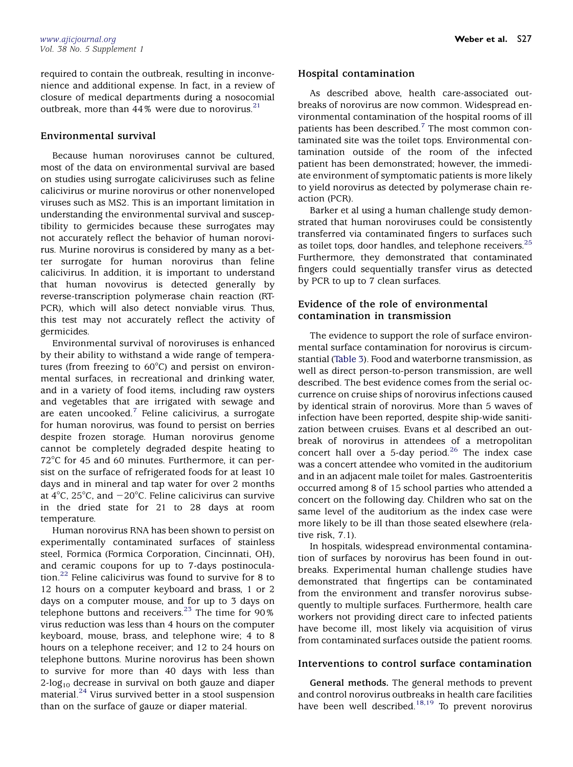required to contain the outbreak, resulting in inconvenience and additional expense. In fact, in a review of closure of medical departments during a nosocomial outbreak, more than 44% were due to norovirus.[21]

## Environmental survival

Because human noroviruses cannot be cultured, most of the data on environmental survival are based on studies using surrogate caliciviruses such as feline calicivirus or murine norovirus or other nonenveloped viruses such as MS2. This is an important limitation in understanding the environmental survival and susceptibility to germicides because these surrogates may not accurately reflect the behavior of human norovirus. Murine norovirus is considered by many as a better surrogate for human norovirus than feline calicivirus. In addition, it is important to understand that human novovirus is detected generally by reverse-transcription polymerase chain reaction (RT-PCR), which will also detect nonviable virus. Thus, this test may not accurately reflect the activity of germicides.

Environmental survival of noroviruses is enhanced by their ability to withstand a wide range of temperatures (from freezing to 60°C) and persist on environmental surfaces, in recreational and drinking water, and in a variety of food items, including raw oysters and vegetables that are irrigated with sewage and are eaten uncooked.[7] Feline calicivirus, a surrogate for human norovirus, was found to persist on berries despite frozen storage. Human norovirus genome cannot be completely degraded despite heating to 72°C for 45 and 60 minutes. Furthermore, it can persist on the surface of refrigerated foods for at least 10 days and in mineral and tap water for over 2 months at 4°C, 25°C, and −20°C. Feline calicivirus can survive in the dried state for 21 to 28 days at room temperature.

Human norovirus RNA has been shown to persist on experimentally contaminated surfaces of stainless steel, Formica (Formica Corporation, Cincinnati, OH), and ceramic coupons for up to 7-days postinoculation.[22] Feline calicivirus was found to survive for 8 to 12 hours on a computer keyboard and brass, 1 or 2 days on a computer mouse, and for up to 3 days on telephone buttons and receivers.[23] The time for 90% virus reduction was less than 4 hours on the computer keyboard, mouse, brass, and telephone wire; 4 to 8 hours on a telephone receiver; and 12 to 24 hours on telephone buttons. Murine norovirus has been shown to survive for more than 40 days with less than 2-$\log_{10}$ decrease in survival on both gauze and diaper material.[24] Virus survived better in a stool suspension than on the surface of gauze or diaper material.

## Hospital contamination

As described above, health care-associated outbreaks of norovirus are now common. Widespread environmental contamination of the hospital rooms of ill patients has been described.[7] The most common contaminated site was the toilet tops. Environmental contamination outside of the room of the infected patient has been demonstrated; however, the immediate environment of symptomatic patients is more likely to yield norovirus as detected by polymerase chain reaction (PCR).

Barker et al using a human challenge study demonstrated that human noroviruses could be consistently transferred via contaminated fingers to surfaces such as toilet tops, door handles, and telephone receivers.[25] Furthermore, they demonstrated that contaminated fingers could sequentially transfer virus as detected by PCR to up to 7 clean surfaces.

## Evidence of the role of environmental contamination in transmission

The evidence to support the role of surface environmental surface contamination for norovirus is circumstantial (Table 3). Food and waterborne transmission, as well as direct person-to-person transmission, are well described. The best evidence comes from the serial occurrence on cruise ships of norovirus infections caused by identical strain of norovirus. More than 5 waves of infection have been reported, despite ship-wide sanitization between cruises. Evans et al described an outbreak of norovirus in attendees of a metropolitan concert hall over a 5-day period.[26] The index case was a concert attendee who vomited in the auditorium and in an adjacent male toilet for males. Gastroenteritis occurred among 8 of 15 school parties who attended a concert on the following day. Children who sat on the same level of the auditorium as the index case were more likely to be ill than those seated elsewhere (relative risk, 7.1).

In hospitals, widespread environmental contamination of surfaces by norovirus has been found in outbreaks. Experimental human challenge studies have demonstrated that fingertips can be contaminated from the environment and transfer norovirus subsequently to multiple surfaces. Furthermore, health care workers not providing direct care to infected patients have become ill, most likely via acquisition of virus from contaminated surfaces outside the patient rooms.

## Interventions to control surface contamination

**General methods.** The general methods to prevent and control norovirus outbreaks in health care facilities have been well described.[18,19] To prevent norovirus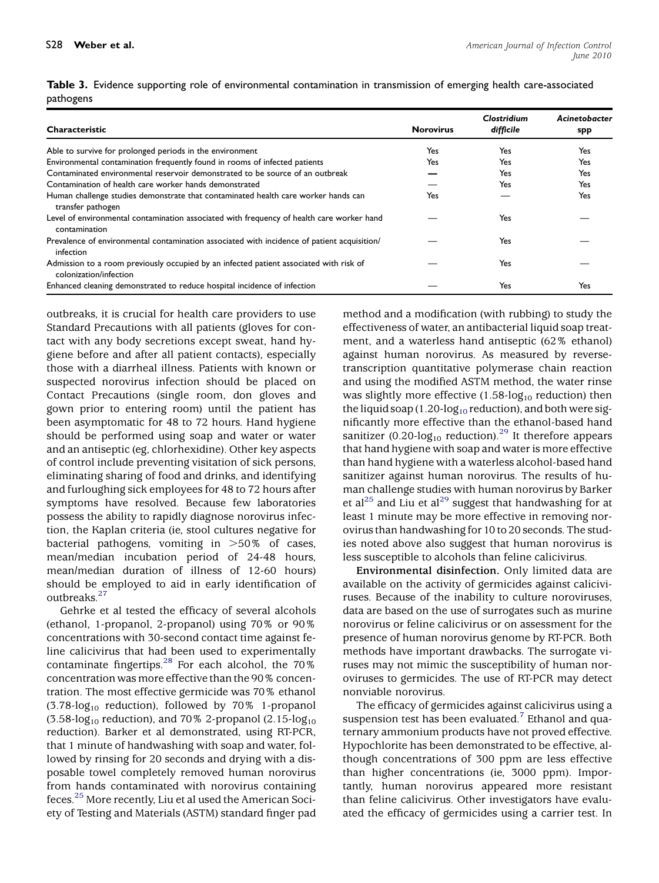**Table 3.** Evidence supporting role of environmental contamination in transmission of emerging health care-associated pathogens

| Characteristic | Norovirus | *Clostridium difficile* | *Acinetobacter* spp |
|---|---|---|---|
| Able to survive for prolonged periods in the environment | Yes | Yes | Yes |
| Environmental contamination frequently found in rooms of infected patients | Yes | Yes | Yes |
| Contaminated environmental reservoir demonstrated to be source of an outbreak | — | Yes | Yes |
| Contamination of health care worker hands demonstrated | — | Yes | Yes |
| Human challenge studies demonstrate that contaminated health care worker hands can transfer pathogen | Yes | — | Yes |
| Level of environmental contamination associated with frequency of health care worker hand contamination | — | Yes | — |
| Prevalence of environmental contamination associated with incidence of patient acquisition/infection | — | Yes | — |
| Admission to a room previously occupied by an infected patient associated with risk of colonization/infection | — | Yes | — |
| Enhanced cleaning demonstrated to reduce hospital incidence of infection | — | Yes | Yes |

outbreaks, it is crucial for health care providers to use Standard Precautions with all patients (gloves for contact with any body secretions except sweat, hand hygiene before and after all patient contacts), especially those with a diarrheal illness. Patients with known or suspected norovirus infection should be placed on Contact Precautions (single room, don gloves and gown prior to entering room) until the patient has been asymptomatic for 48 to 72 hours. Hand hygiene should be performed using soap and water or water and an antiseptic (eg, chlorhexidine). Other key aspects of control include preventing visitation of sick persons, eliminating sharing of food and drinks, and identifying and furloughing sick employees for 48 to 72 hours after symptoms have resolved. Because few laboratories possess the ability to rapidly diagnose norovirus infection, the Kaplan criteria (ie, stool cultures negative for bacterial pathogens, vomiting in >50% of cases, mean/median incubation period of 24-48 hours, mean/median duration of illness of 12-60 hours) should be employed to aid in early identification of outbreaks.[27]

Gehrke et al tested the efficacy of several alcohols (ethanol, 1-propanol, 2-propanol) using 70% or 90% concentrations with 30-second contact time against feline calicivirus that had been used to experimentally contaminate fingertips.[28] For each alcohol, the 70% concentration was more effective than the 90% concentration. The most effective germicide was 70% ethanol (3.78-$\log_{10}$ reduction), followed by 70% 1-propanol (3.58-$\log_{10}$ reduction), and 70% 2-propanol (2.15-$\log_{10}$ reduction). Barker et al demonstrated, using RT-PCR, that 1 minute of handwashing with soap and water, followed by rinsing for 20 seconds and drying with a disposable towel completely removed human norovirus from hands contaminated with norovirus containing feces.[25] More recently, Liu et al used the American Society of Testing and Materials (ASTM) standard finger pad method and a modification (with rubbing) to study the effectiveness of water, an antibacterial liquid soap treatment, and a waterless hand antiseptic (62% ethanol) against human norovirus. As measured by reverse-transcription quantitative polymerase chain reaction and using the modified ASTM method, the water rinse was slightly more effective (1.58-$\log_{10}$ reduction) then the liquid soap (1.20-$\log_{10}$ reduction), and both were significantly more effective than the ethanol-based hand sanitizer (0.20-$\log_{10}$ reduction).[29] It therefore appears that hand hygiene with soap and water is more effective than hand hygiene with a waterless alcohol-based hand sanitizer against human norovirus. The results of human challenge studies with human norovirus by Barker et al[25] and Liu et al[29] suggest that handwashing for at least 1 minute may be more effective in removing norovirus than handwashing for 10 to 20 seconds. The studies noted above also suggest that human norovirus is less susceptible to alcohols than feline calicivirus.

**Environmental disinfection.** Only limited data are available on the activity of germicides against caliciviruses. Because of the inability to culture noroviruses, data are based on the use of surrogates such as murine norovirus or feline calicivirus or on assessment for the presence of human norovirus genome by RT-PCR. Both methods have important drawbacks. The surrogate viruses may not mimic the susceptibility of human noroviruses to germicides. The use of RT-PCR may detect nonviable norovirus.

The efficacy of germicides against calicivirus using a suspension test has been evaluated.[7] Ethanol and quaternary ammonium products have not proved effective. Hypochlorite has been demonstrated to be effective, although concentrations of 300 ppm are less effective than higher concentrations (ie, 3000 ppm). Importantly, human norovirus appeared more resistant than feline calicivirus. Other investigators have evaluated the efficacy of germicides using a carrier test. In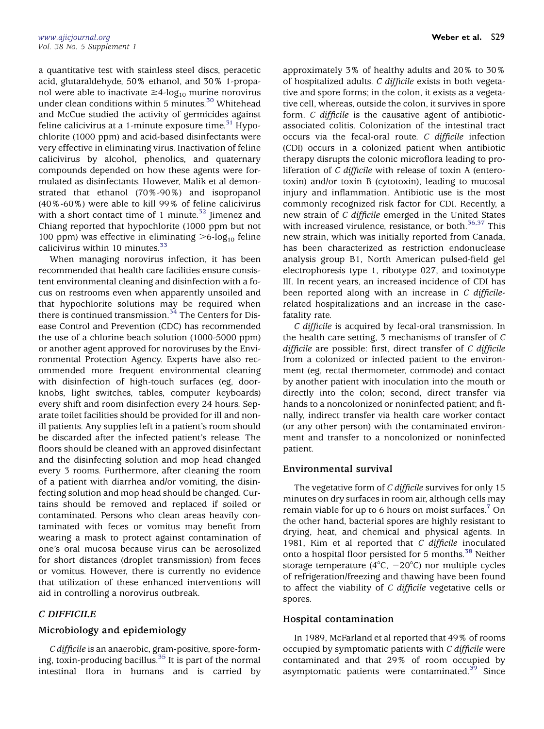a quantitative test with stainless steel discs, peracetic acid, glutaraldehyde, 50% ethanol, and 30% 1-propanol were able to inactivate $\geq$4-$\log_{10}$ murine norovirus under clean conditions within 5 minutes.[30] Whitehead and McCue studied the activity of germicides against feline calicivirus at a 1-minute exposure time.[31] Hypochlorite (1000 ppm) and acid-based disinfectants were very effective in eliminating virus. Inactivation of feline calicivirus by alcohol, phenolics, and quaternary compounds depended on how these agents were formulated as disinfectants. However, Malik et al demonstrated that ethanol (70%-90%) and isopropanol (40%-60%) were able to kill 99% of feline calicivirus with a short contact time of 1 minute.[32] Jimenez and Chiang reported that hypochlorite (1000 ppm but not 100 ppm) was effective in eliminating $>$6-$\log_{10}$ feline calicivirus within 10 minutes.[33]

When managing norovirus infection, it has been recommended that health care facilities ensure consistent environmental cleaning and disinfection with a focus on restrooms even when apparently unsoiled and that hypochlorite solutions may be required when there is continued transmission.[34] The Centers for Disease Control and Prevention (CDC) has recommended the use of a chlorine beach solution (1000-5000 ppm) or another agent approved for noroviruses by the Environmental Protection Agency. Experts have also recommended more frequent environmental cleaning with disinfection of high-touch surfaces (eg, doorknobs, light switches, tables, computer keyboards) every shift and room disinfection every 24 hours. Separate toilet facilities should be provided for ill and nonill patients. Any supplies left in a patient's room should be discarded after the infected patient's release. The floors should be cleaned with an approved disinfectant and the disinfecting solution and mop head changed every 3 rooms. Furthermore, after cleaning the room of a patient with diarrhea and/or vomiting, the disinfecting solution and mop head should be changed. Curtains should be removed and replaced if soiled or contaminated. Persons who clean areas heavily contaminated with feces or vomitus may benefit from wearing a mask to protect against contamination of one's oral mucosa because virus can be aerosolized for short distances (droplet transmission) from feces or vomitus. However, there is currently no evidence that utilization of these enhanced interventions will aid in controlling a norovirus outbreak.

## *C DIFFICILE*

### Microbiology and epidemiology

*C difficile* is an anaerobic, gram-positive, spore-forming, toxin-producing bacillus.[35] It is part of the normal intestinal flora in humans and is carried by approximately 3% of healthy adults and 20% to 30% of hospitalized adults. *C difficile* exists in both vegetative and spore forms; in the colon, it exists as a vegetative cell, whereas, outside the colon, it survives in spore form. *C difficile* is the causative agent of antibiotic-associated colitis. Colonization of the intestinal tract occurs via the fecal-oral route. *C difficile* infection (CDI) occurs in a colonized patient when antibiotic therapy disrupts the colonic microflora leading to proliferation of *C difficile* with release of toxin A (enterotoxin) and/or toxin B (cytotoxin), leading to mucosal injury and inflammation. Antibiotic use is the most commonly recognized risk factor for CDI. Recently, a new strain of *C difficile* emerged in the United States with increased virulence, resistance, or both.[36,37] This new strain, which was initially reported from Canada, has been characterized as restriction endonuclease analysis group B1, North American pulsed-field gel electrophoresis type 1, ribotype 027, and toxinotype III. In recent years, an increased incidence of CDI has been reported along with an increase in *C difficile*-related hospitalizations and an increase in the case-fatality rate.

*C difficile* is acquired by fecal-oral transmission. In the health care setting, 3 mechanisms of transfer of *C difficile* are possible: first, direct transfer of *C difficile* from a colonized or infected patient to the environment (eg, rectal thermometer, commode) and contact by another patient with inoculation into the mouth or directly into the colon; second, direct transfer via hands to a noncolonized or noninfected patient; and finally, indirect transfer via health care worker contact (or any other person) with the contaminated environment and transfer to a noncolonized or noninfected patient.

### Environmental survival

The vegetative form of *C difficile* survives for only 15 minutes on dry surfaces in room air, although cells may remain viable for up to 6 hours on moist surfaces.[7] On the other hand, bacterial spores are highly resistant to drying, heat, and chemical and physical agents. In 1981, Kim et al reported that *C difficile* inoculated onto a hospital floor persisted for 5 months.[38] Neither storage temperature (4°C, −20°C) nor multiple cycles of refrigeration/freezing and thawing have been found to affect the viability of *C difficile* vegetative cells or spores.

### Hospital contamination

In 1989, McFarland et al reported that 49% of rooms occupied by symptomatic patients with *C difficile* were contaminated and that 29% of room occupied by asymptomatic patients were contaminated.[39] Since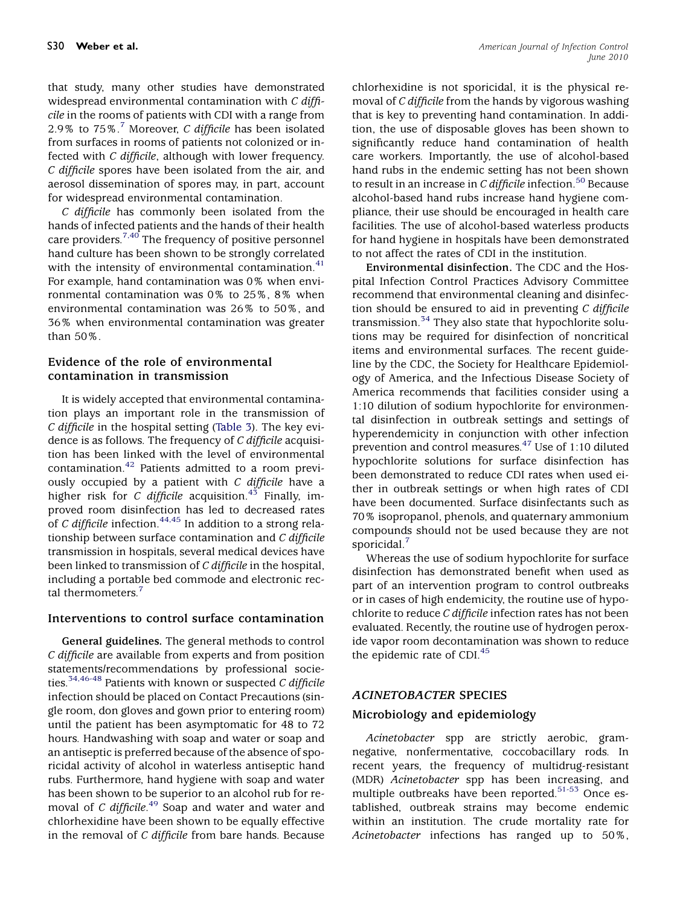that study, many other studies have demonstrated widespread environmental contamination with *C difficile* in the rooms of patients with CDI with a range from 2.9% to 75%.[7] Moreover, *C difficile* has been isolated from surfaces in rooms of patients not colonized or infected with *C difficile*, although with lower frequency. *C difficile* spores have been isolated from the air, and aerosol dissemination of spores may, in part, account for widespread environmental contamination.

*C difficile* has commonly been isolated from the hands of infected patients and the hands of their health care providers.[7,40] The frequency of positive personnel hand culture has been shown to be strongly correlated with the intensity of environmental contamination.[41] For example, hand contamination was 0% when environmental contamination was 0% to 25%, 8% when environmental contamination was 26% to 50%, and 36% when environmental contamination was greater than 50%.

### Evidence of the role of environmental contamination in transmission

It is widely accepted that environmental contamination plays an important role in the transmission of *C difficile* in the hospital setting (Table 3). The key evidence is as follows. The frequency of *C difficile* acquisition has been linked with the level of environmental contamination.[42] Patients admitted to a room previously occupied by a patient with *C difficile* have a higher risk for *C difficile* acquisition.[43] Finally, improved room disinfection has led to decreased rates of *C difficile* infection.[44,45] In addition to a strong relationship between surface contamination and *C difficile* transmission in hospitals, several medical devices have been linked to transmission of *C difficile* in the hospital, including a portable bed commode and electronic rectal thermometers.[7]

### Interventions to control surface contamination

**General guidelines.** The general methods to control *C difficile* are available from experts and from position statements/recommendations by professional societies.[34,46-48] Patients with known or suspected *C difficile* infection should be placed on Contact Precautions (single room, don gloves and gown prior to entering room) until the patient has been asymptomatic for 48 to 72 hours. Handwashing with soap and water or soap and an antiseptic is preferred because of the absence of sporicidal activity of alcohol in waterless antiseptic hand rubs. Furthermore, hand hygiene with soap and water has been shown to be superior to an alcohol rub for removal of *C difficile*.[49] Soap and water and water and chlorhexidine have been shown to be equally effective in the removal of *C difficile* from bare hands. Because chlorhexidine is not sporicidal, it is the physical removal of *C difficile* from the hands by vigorous washing that is key to preventing hand contamination. In addition, the use of disposable gloves has been shown to significantly reduce hand contamination of health care workers. Importantly, the use of alcohol-based hand rubs in the endemic setting has not been shown to result in an increase in *C difficile* infection.[50] Because alcohol-based hand rubs increase hand hygiene compliance, their use should be encouraged in health care facilities. The use of alcohol-based waterless products for hand hygiene in hospitals have been demonstrated to not affect the rates of CDI in the institution.

**Environmental disinfection.** The CDC and the Hospital Infection Control Practices Advisory Committee recommend that environmental cleaning and disinfection should be ensured to aid in preventing *C difficile* transmission.[34] They also state that hypochlorite solutions may be required for disinfection of noncritical items and environmental surfaces. The recent guideline by the CDC, the Society for Healthcare Epidemiology of America, and the Infectious Disease Society of America recommends that facilities consider using a 1:10 dilution of sodium hypochlorite for environmental disinfection in outbreak settings and settings of hyperendemicity in conjunction with other infection prevention and control measures.[47] Use of 1:10 diluted hypochlorite solutions for surface disinfection has been demonstrated to reduce CDI rates when used either in outbreak settings or when high rates of CDI have been documented. Surface disinfectants such as 70% isopropanol, phenols, and quaternary ammonium compounds should not be used because they are not sporicidal.[7]

Whereas the use of sodium hypochlorite for surface disinfection has demonstrated benefit when used as part of an intervention program to control outbreaks or in cases of high endemicity, the routine use of hypochlorite to reduce *C difficile* infection rates has not been evaluated. Recently, the routine use of hydrogen peroxide vapor room decontamination was shown to reduce the epidemic rate of CDI.[45]

## *ACINETOBACTER* SPECIES

### Microbiology and epidemiology

*Acinetobacter* spp are strictly aerobic, gram-negative, nonfermentative, coccobacillary rods. In recent years, the frequency of multidrug-resistant (MDR) *Acinetobacter* spp has been increasing, and multiple outbreaks have been reported.[51-53] Once established, outbreak strains may become endemic within an institution. The crude mortality rate for *Acinetobacter* infections has ranged up to 50%,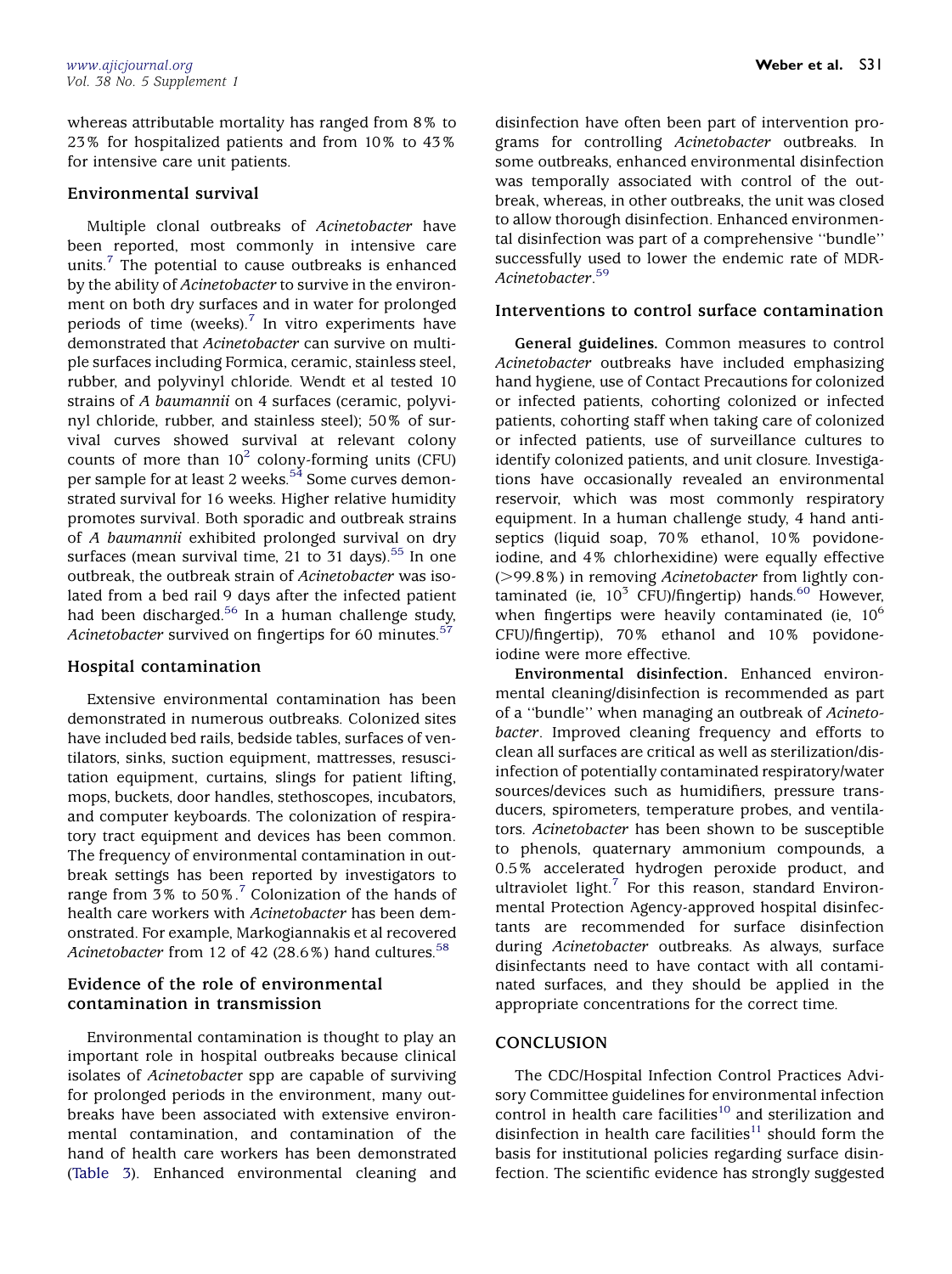whereas attributable mortality has ranged from 8% to 23% for hospitalized patients and from 10% to 43% for intensive care unit patients.

### Environmental survival

Multiple clonal outbreaks of *Acinetobacter* have been reported, most commonly in intensive care units.[7] The potential to cause outbreaks is enhanced by the ability of *Acinetobacter* to survive in the environment on both dry surfaces and in water for prolonged periods of time (weeks).[7] In vitro experiments have demonstrated that *Acinetobacter* can survive on multiple surfaces including Formica, ceramic, stainless steel, rubber, and polyvinyl chloride. Wendt et al tested 10 strains of *A baumannii* on 4 surfaces (ceramic, polyvinyl chloride, rubber, and stainless steel); 50% of survival curves showed survival at relevant colony counts of more than $10^2$ colony-forming units (CFU) per sample for at least 2 weeks.[54] Some curves demonstrated survival for 16 weeks. Higher relative humidity promotes survival. Both sporadic and outbreak strains of *A baumannii* exhibited prolonged survival on dry surfaces (mean survival time, 21 to 31 days).[55] In one outbreak, the outbreak strain of *Acinetobacter* was isolated from a bed rail 9 days after the infected patient had been discharged.[56] In a human challenge study, *Acinetobacter* survived on fingertips for 60 minutes.[57]

### Hospital contamination

Extensive environmental contamination has been demonstrated in numerous outbreaks. Colonized sites have included bed rails, bedside tables, surfaces of ventilators, sinks, suction equipment, mattresses, resuscitation equipment, curtains, slings for patient lifting, mops, buckets, door handles, stethoscopes, incubators, and computer keyboards. The colonization of respiratory tract equipment and devices has been common. The frequency of environmental contamination in outbreak settings has been reported by investigators to range from 3% to 50%.[7] Colonization of the hands of health care workers with *Acinetobacter* has been demonstrated. For example, Markogiannakis et al recovered *Acinetobacter* from 12 of 42 (28.6%) hand cultures.[58]

### Evidence of the role of environmental contamination in transmission

Environmental contamination is thought to play an important role in hospital outbreaks because clinical isolates of *Acinetobacter* spp are capable of surviving for prolonged periods in the environment, many outbreaks have been associated with extensive environmental contamination, and contamination of the hand of health care workers has been demonstrated (Table 3). Enhanced environmental cleaning and disinfection have often been part of intervention programs for controlling *Acinetobacter* outbreaks. In some outbreaks, enhanced environmental disinfection was temporally associated with control of the outbreak, whereas, in other outbreaks, the unit was closed to allow thorough disinfection. Enhanced environmental disinfection was part of a comprehensive "bundle" successfully used to lower the endemic rate of MDR-*Acinetobacter*.[59]

### Interventions to control surface contamination

**General guidelines.** Common measures to control *Acinetobacter* outbreaks have included emphasizing hand hygiene, use of Contact Precautions for colonized or infected patients, cohorting colonized or infected patients, cohorting staff when taking care of colonized or infected patients, use of surveillance cultures to identify colonized patients, and unit closure. Investigations have occasionally revealed an environmental reservoir, which was most commonly respiratory equipment. In a human challenge study, 4 hand antiseptics (liquid soap, 70% ethanol, 10% povidone-iodine, and 4% chlorhexidine) were equally effective (>99.8%) in removing *Acinetobacter* from lightly contaminated (ie, $10^3$ CFU)/fingertip) hands.[60] However, when fingertips were heavily contaminated (ie, $10^6$ CFU)/fingertip), 70% ethanol and 10% povidone-iodine were more effective.

**Environmental disinfection.** Enhanced environmental cleaning/disinfection is recommended as part of a "bundle" when managing an outbreak of *Acinetobacter*. Improved cleaning frequency and efforts to clean all surfaces are critical as well as sterilization/disinfection of potentially contaminated respiratory/water sources/devices such as humidifiers, pressure transducers, spirometers, temperature probes, and ventilators. *Acinetobacter* has been shown to be susceptible to phenols, quaternary ammonium compounds, a 0.5% accelerated hydrogen peroxide product, and ultraviolet light.[7] For this reason, standard Environmental Protection Agency-approved hospital disinfectants are recommended for surface disinfection during *Acinetobacter* outbreaks. As always, surface disinfectants need to have contact with all contaminated surfaces, and they should be applied in the appropriate concentrations for the correct time.

## CONCLUSION

The CDC/Hospital Infection Control Practices Advisory Committee guidelines for environmental infection control in health care facilities[10] and sterilization and disinfection in health care facilities[11] should form the basis for institutional policies regarding surface disinfection. The scientific evidence has strongly suggested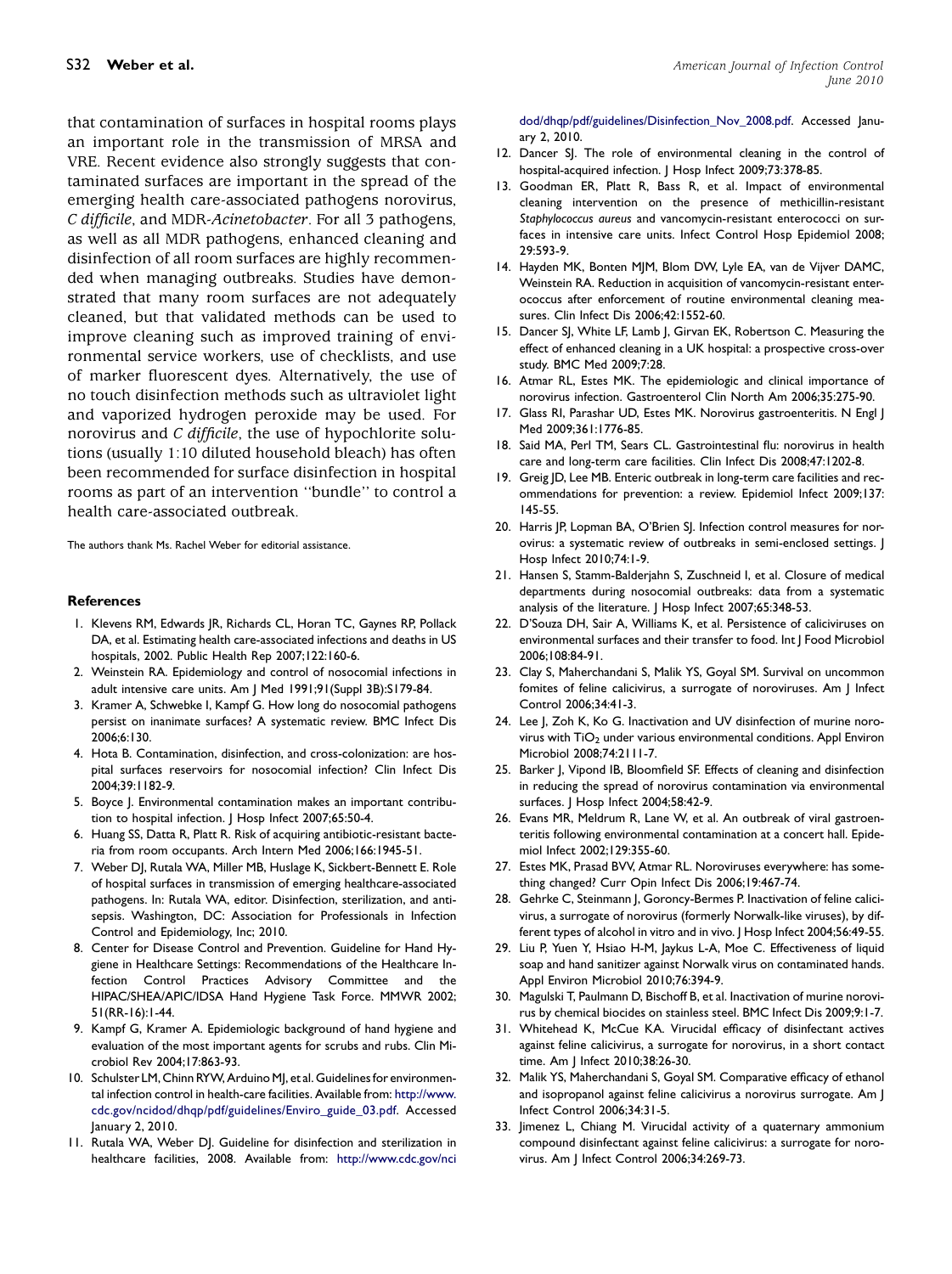that contamination of surfaces in hospital rooms plays an important role in the transmission of MRSA and VRE. Recent evidence also strongly suggests that contaminated surfaces are important in the spread of the emerging health care-associated pathogens norovirus, *C difficile*, and MDR-*Acinetobacter*. For all 3 pathogens, as well as all MDR pathogens, enhanced cleaning and disinfection of all room surfaces are highly recommended when managing outbreaks. Studies have demonstrated that many room surfaces are not adequately cleaned, but that validated methods can be used to improve cleaning such as improved training of environmental service workers, use of checklists, and use of marker fluorescent dyes. Alternatively, the use of no touch disinfection methods such as ultraviolet light and vaporized hydrogen peroxide may be used. For norovirus and *C difficile*, the use of hypochlorite solutions (usually 1:10 diluted household bleach) has often been recommended for surface disinfection in hospital rooms as part of an intervention "bundle" to control a health care-associated outbreak.

The authors thank Ms. Rachel Weber for editorial assistance.

## References

1. Klevens RM, Edwards JR, Richards CL, Horan TC, Gaynes RP, Pollack DA, et al. Estimating health care-associated infections and deaths in US hospitals, 2002. Public Health Rep 2007;122:160-6.
2. Weinstein RA. Epidemiology and control of nosocomial infections in adult intensive care units. Am J Med 1991;91(Suppl 3B):S179-84.
3. Kramer A, Schwebke I, Kampf G. How long do nosocomial pathogens persist on inanimate surfaces? A systematic review. BMC Infect Dis 2006;6:130.
4. Hota B. Contamination, disinfection, and cross-colonization: are hospital surfaces reservoirs for nosocomial infection? Clin Infect Dis 2004;39:1182-9.
5. Boyce J. Environmental contamination makes an important contribution to hospital infection. J Hosp Infect 2007;65:50-4.
6. Huang SS, Datta R, Platt R. Risk of acquiring antibiotic-resistant bacteria from room occupants. Arch Intern Med 2006;166:1945-51.
7. Weber DJ, Rutala WA, Miller MB, Huslage K, Sickbert-Bennett E. Role of hospital surfaces in transmission of emerging healthcare-associated pathogens. In: Rutala WA, editor. Disinfection, sterilization, and antisepsis. Washington, DC: Association for Professionals in Infection Control and Epidemiology, Inc; 2010.
8. Center for Disease Control and Prevention. Guideline for Hand Hygiene in Healthcare Settings: Recommendations of the Healthcare Infection Control Practices Advisory Committee and the HIPAC/SHEA/APIC/IDSA Hand Hygiene Task Force. MMWR 2002; 51(RR-16):1-44.
9. Kampf G, Kramer A. Epidemiologic background of hand hygiene and evaluation of the most important agents for scrubs and rubs. Clin Microbiol Rev 2004;17:863-93.
10. Schulster LM, Chinn RYW, Arduino MJ, et al. Guidelines for environmental infection control in health-care facilities. Available from: http://www.cdc.gov/ncidod/dhqp/pdf/guidelines/Enviro_guide_03.pdf. Accessed January 2, 2010.
11. Rutala WA, Weber DJ. Guideline for disinfection and sterilization in healthcare facilities, 2008. Available from: http://www.cdc.gov/ncidod/dhqp/pdf/guidelines/Disinfection_Nov_2008.pdf. Accessed January 2, 2010.
12. Dancer SJ. The role of environmental cleaning in the control of hospital-acquired infection. J Hosp Infect 2009;73:378-85.
13. Goodman ER, Platt R, Bass R, et al. Impact of environmental cleaning intervention on the presence of methicillin-resistant *Staphylococcus aureus* and vancomycin-resistant enterococci on surfaces in intensive care units. Infect Control Hosp Epidemiol 2008; 29:593-9.
14. Hayden MK, Bonten MJM, Blom DW, Lyle EA, van de Vijver DAMC, Weinstein RA. Reduction in acquisition of vancomycin-resistant enterococcus after enforcement of routine environmental cleaning measures. Clin Infect Dis 2006;42:1552-60.
15. Dancer SJ, White LF, Lamb J, Girvan EK, Robertson C. Measuring the effect of enhanced cleaning in a UK hospital: a prospective cross-over study. BMC Med 2009;7:28.
16. Atmar RL, Estes MK. The epidemiologic and clinical importance of norovirus infection. Gastroenterol Clin North Am 2006;35:275-90.
17. Glass RI, Parashar UD, Estes MK. Norovirus gastroenteritis. N Engl J Med 2009;361:1776-85.
18. Said MA, Perl TM, Sears CL. Gastrointestinal flu: norovirus in health care and long-term care facilities. Clin Infect Dis 2008;47:1202-8.
19. Greig JD, Lee MB. Enteric outbreak in long-term care facilities and recommendations for prevention: a review. Epidemiol Infect 2009;137: 145-55.
20. Harris JP, Lopman BA, O'Brien SJ. Infection control measures for norovirus: a systematic review of outbreaks in semi-enclosed settings. J Hosp Infect 2010;74:1-9.
21. Hansen S, Stamm-Balderjahn S, Zuschneid I, et al. Closure of medical departments during nosocomial outbreaks: data from a systematic analysis of the literature. J Hosp Infect 2007;65:348-53.
22. D'Souza DH, Sair A, Williams K, et al. Persistence of caliciviruses on environmental surfaces and their transfer to food. Int J Food Microbiol 2006;108:84-91.
23. Clay S, Maherchandani S, Malik YS, Goyal SM. Survival on uncommon fomites of feline calicivirus, a surrogate of noroviruses. Am J Infect Control 2006;34:41-3.
24. Lee J, Zoh K, Ko G. Inactivation and UV disinfection of murine norovirus with $TiO_2$ under various environmental conditions. Appl Environ Microbiol 2008;74:2111-7.
25. Barker J, Vipond IB, Bloomfield SF. Effects of cleaning and disinfection in reducing the spread of norovirus contamination via environmental surfaces. J Hosp Infect 2004;58:42-9.
26. Evans MR, Meldrum R, Lane W, et al. An outbreak of viral gastroenteritis following environmental contamination at a concert hall. Epidemiol Infect 2002;129:355-60.
27. Estes MK, Prasad BVV, Atmar RL. Noroviruses everywhere: has something changed? Curr Opin Infect Dis 2006;19:467-74.
28. Gehrke C, Steinmann J, Goroncy-Bermes P. Inactivation of feline calicivirus, a surrogate of norovirus (formerly Norwalk-like viruses), by different types of alcohol in vitro and in vivo. J Hosp Infect 2004;56:49-55.
29. Liu P, Yuen Y, Hsiao H-M, Jaykus L-A, Moe C. Effectiveness of liquid soap and hand sanitizer against Norwalk virus on contaminated hands. Appl Environ Microbiol 2010;76:394-9.
30. Magulski T, Paulmann D, Bischoff B, et al. Inactivation of murine norovirus by chemical biocides on stainless steel. BMC Infect Dis 2009;9:1-7.
31. Whitehead K, McCue KA. Virucidal efficacy of disinfectant actives against feline calicivirus, a surrogate for norovirus, in a short contact time. Am J Infect 2010;38:26-30.
32. Malik YS, Maherchandani S, Goyal SM. Comparative efficacy of ethanol and isopropanol against feline calicivirus a norovirus surrogate. Am J Infect Control 2006;34:31-5.
33. Jimenez L, Chiang M. Virucidal activity of a quaternary ammonium compound disinfectant against feline calicivirus: a surrogate for norovirus. Am J Infect Control 2006;34:269-73.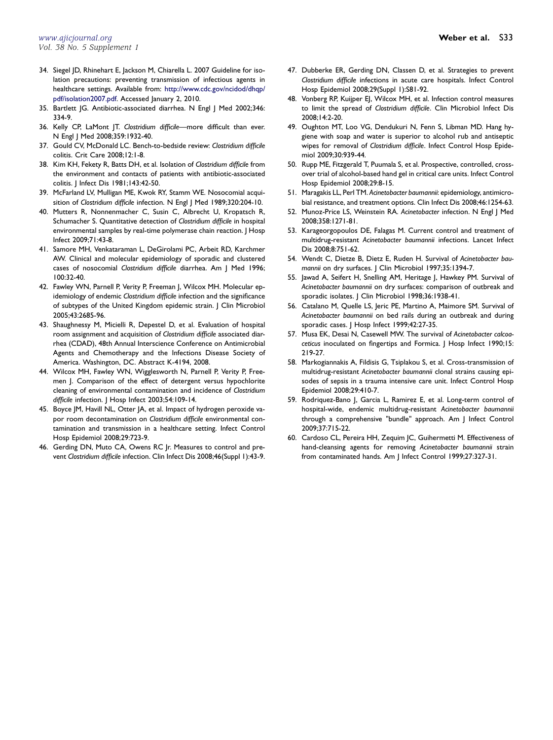34. Siegel JD, Rhinehart E, Jackson M, Chiarella L. 2007 Guideline for isolation precautions: preventing transmission of infectious agents in healthcare settings. Available from: http://www.cdc.gov/ncidod/dhqp/pdf/isolation2007.pdf. Accessed January 2, 2010.
35. Bartlett JG. Antibiotic-associated diarrhea. N Engl J Med 2002;346: 334-9.
36. Kelly CP, LaMont JT. *Clostridium difficile*—more difficult than ever. N Engl J Med 2008;359:1932-40.
37. Gould CV, McDonald LC. Bench-to-bedside review: *Clostridium difficile* colitis. Crit Care 2008;12:1-8.
38. Kim KH, Fekety R, Batts DH, et al. Isolation of *Clostridium difficile* from the environment and contacts of patients with antibiotic-associated colitis. J Infect Dis 1981;143:42-50.
39. McFarland LV, Mulligan ME, Kwok RY, Stamm WE. Nosocomial acquisition of *Clostridium difficile* infection. N Engl J Med 1989;320:204-10.
40. Mutters R, Nonnenmacher C, Susin C, Albrecht U, Kropatsch R, Schumacher S. Quantitative detection of *Clostridium difficile* in hospital environmental samples by real-time polymerase chain reaction. J Hosp Infect 2009;71:43-8.
41. Samore MH, Venkataraman L, DeGirolami PC, Arbeit RD, Karchmer AW. Clinical and molecular epidemiology of sporadic and clustered cases of nosocomial *Clostridium difficile* diarrhea. Am J Med 1996; 100:32-40.
42. Fawley WN, Parnell P, Verity P, Freeman J, Wilcox MH. Molecular epidemiology of endemic *Clostridium difficile* infection and the significance of subtypes of the United Kingdom epidemic strain. J Clin Microbiol 2005;43:2685-96.
43. Shaughnessy M, Micielli R, Depestel D, et al. Evaluation of hospital room assignment and acquisition of *Clostridium difficile* associated diarrhea (CDAD), 48th Annual Interscience Conference on Antimicrobial Agents and Chemotherapy and the Infections Disease Society of America. Washington, DC. Abstract K-4194, 2008.
44. Wilcox MH, Fawley WN, Wigglesworth N, Parnell P, Verity P, Freemen J. Comparison of the effect of detergent versus hypochlorite cleaning of environmental contamination and incidence of *Clostridium difficile* infection. J Hosp Infect 2003;54:109-14.
45. Boyce JM, Havill NL, Otter JA, et al. Impact of hydrogen peroxide vapor room decontamination on *Clostridium difficile* environmental contamination and transmission in a healthcare setting. Infect Control Hosp Epidemiol 2008;29:723-9.
46. Gerding DN, Muto CA, Owens RC Jr. Measures to control and prevent *Clostridium difficile* infection. Clin Infect Dis 2008;46(Suppl 1):43-9.
47. Dubberke ER, Gerding DN, Classen D, et al. Strategies to prevent *Clostridium difficile* infections in acute care hospitals. Infect Control Hosp Epidemiol 2008;29(Suppl 1):S81-92.
48. Vonberg RP, Kuijper EJ, Wilcox MH, et al. Infection control measures to limit the spread of *Clostridium difficile*. Clin Microbiol Infect Dis 2008;14:2-20.
49. Oughton MT, Loo VG, Dendukuri N, Fenn S, Libman MD. Hang hygiene with soap and water is superior to alcohol rub and antiseptic wipes for removal of *Clostridium difficile*. Infect Control Hosp Epidemiol 2009;30:939-44.
50. Rupp ME, Fitzgerald T, Puumala S, et al. Prospective, controlled, cross-over trial of alcohol-based hand gel in critical care units. Infect Control Hosp Epidemiol 2008;29:8-15.
51. Maragakis LL, Perl TM. *Acinetobacter baumannii*: epidemiology, antimicrobial resistance, and treatment options. Clin Infect Dis 2008;46:1254-63.
52. Munoz-Price LS, Weinstein RA. *Acinetobacter* infection. N Engl J Med 2008;358:1271-81.
53. Karageorgopoulos DE, Falagas M. Current control and treatment of multidrug-resistant *Acinetobacter baumannii* infections. Lancet Infect Dis 2008;8:751-62.
54. Wendt C, Dietze B, Dietz E, Ruden H. Survival of *Acinetobacter baumannii* on dry surfaces. J Clin Microbiol 1997;35:1394-7.
55. Jawad A, Seifert H, Snelling AM, Heritage J, Hawkey PM. Survival of *Acinetobacter baumannii* on dry surfaces: comparison of outbreak and sporadic isolates. J Clin Microbiol 1998;36:1938-41.
56. Catalano M, Quelle LS, Jeric PE, Martino A, Maimore SM. Survival of *Acinetobacter baumannii* on bed rails during an outbreak and during sporadic cases. J Hosp Infect 1999;42:27-35.
57. Musa EK, Desai N, Casewell MW. The survival of *Acinetobacter calcoaceticus* inoculated on fingertips and Formica. J Hosp Infect 1990;15: 219-27.
58. Markogiannakis A, Fildisis G, Tsiplakou S, et al. Cross-transmission of multidrug-resistant *Acinetobacter baumannii* clonal strains causing episodes of sepsis in a trauma intensive care unit. Infect Control Hosp Epidemiol 2008;29:410-7.
59. Rodriquez-Bano J, Garcia L, Ramirez E, et al. Long-term control of hospital-wide, endemic multidrug-resistant *Acinetobacter baumannii* through a comprehensive "bundle" approach. Am J Infect Control 2009;37:715-22.
60. Cardoso CL, Pereira HH, Zequim JC, Guihermetti M. Effectiveness of hand-cleansing agents for removing *Acinetobacter baumannii* strain from contaminated hands. Am J Infect Control 1999;27:327-31.